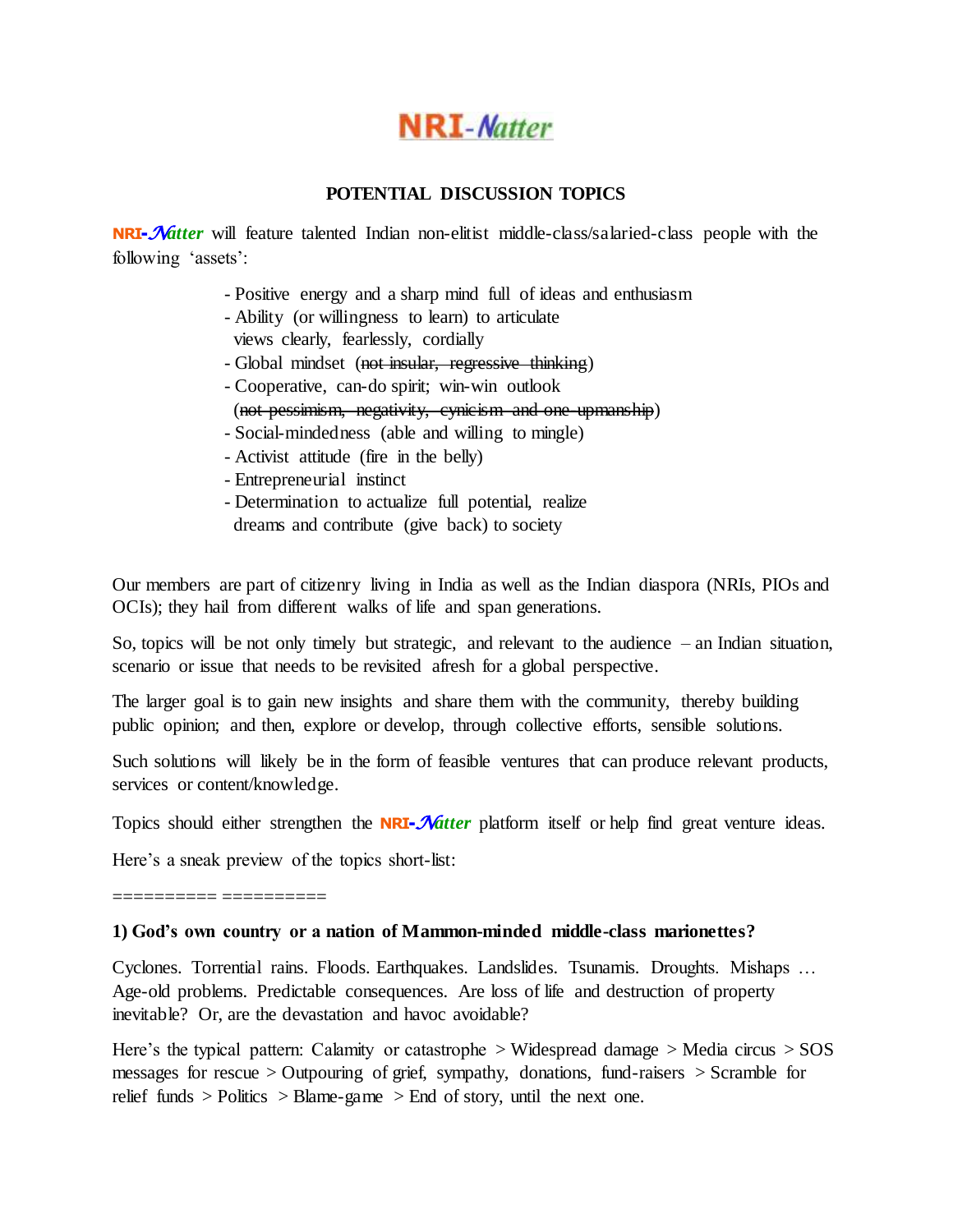# NRI-Natter

## POTENTIAL DISCUSSION TOPICS

**NRI-*Natter*** will feature talented Indian non-elitist middle-class/salaried-class people with the following 'assets':

- Positive energy and a sharp mind full of ideas and enthusiasm
- Ability (or willingness to learn) to articulate views clearly, fearlessly, cordially
- Global mindset (~~not insular, regressive thinking~~)
- Cooperative, can-do spirit; win-win outlook (~~not pessimism, negativity, cynicism and one-upmanship~~)
- Social-mindedness (able and willing to mingle)
- Activist attitude (fire in the belly)
- Entrepreneurial instinct
- Determination to actualize full potential, realize dreams and contribute (give back) to society

Our members are part of citizenry living in India as well as the Indian diaspora (NRIs, PIOs and OCIs); they hail from different walks of life and span generations.

So, topics will be not only timely but strategic, and relevant to the audience – an Indian situation, scenario or issue that needs to be revisited afresh for a global perspective.

The larger goal is to gain new insights and share them with the community, thereby building public opinion; and then, explore or develop, through collective efforts, sensible solutions.

Such solutions will likely be in the form of feasible ventures that can produce relevant products, services or content/knowledge.

Topics should either strengthen the **NRI-*Natter*** platform itself or help find great venture ideas.

Here's a sneak preview of the topics short-list:

========== ==========

**1) God's own country or a nation of Mammon-minded middle-class marionettes?**

Cyclones. Torrential rains. Floods. Earthquakes. Landslides. Tsunamis. Droughts. Mishaps … Age-old problems. Predictable consequences. Are loss of life and destruction of property inevitable? Or, are the devastation and havoc avoidable?

Here's the typical pattern: Calamity or catastrophe > Widespread damage > Media circus > SOS messages for rescue > Outpouring of grief, sympathy, donations, fund-raisers > Scramble for relief funds > Politics > Blame-game > End of story, until the next one.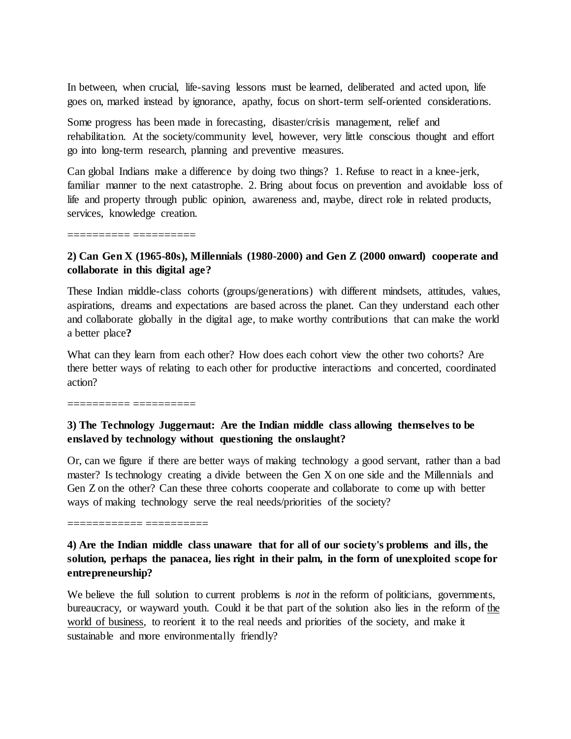In between, when crucial, life-saving lessons must be learned, deliberated and acted upon, life goes on, marked instead by ignorance, apathy, focus on short-term self-oriented considerations.

Some progress has been made in forecasting, disaster/crisis management, relief and rehabilitation. At the society/community level, however, very little conscious thought and effort go into long-term research, planning and preventive measures.

Can global Indians make a difference by doing two things? 1. Refuse to react in a knee-jerk, familiar manner to the next catastrophe. 2. Bring about focus on prevention and avoidable loss of life and property through public opinion, awareness and, maybe, direct role in related products, services, knowledge creation.

========== ==========

**2) Can Gen X (1965-80s), Millennials (1980-2000) and Gen Z (2000 onward) cooperate and collaborate in this digital age?**

These Indian middle-class cohorts (groups/generations) with different mindsets, attitudes, values, aspirations, dreams and expectations are based across the planet. Can they understand each other and collaborate globally in the digital age, to make worthy contributions that can make the world a better place**?**

What can they learn from each other? How does each cohort view the other two cohorts? Are there better ways of relating to each other for productive interactions and concerted, coordinated action?

========== ==========

**3) The Technology Juggernaut: Are the Indian middle class allowing themselves to be enslaved by technology without questioning the onslaught?**

Or, can we figure if there are better ways of making technology a good servant, rather than a bad master? Is technology creating a divide between the Gen X on one side and the Millennials and Gen Z on the other? Can these three cohorts cooperate and collaborate to come up with better ways of making technology serve the real needs/priorities of the society?

============ ==========

**4) Are the Indian middle class unaware that for all of our society's problems and ills, the solution, perhaps the panacea, lies right in their palm, in the form of unexploited scope for entrepreneurship?**

We believe the full solution to current problems is *not* in the reform of politicians, governments, bureaucracy, or wayward youth. Could it be that part of the solution also lies in the reform of <u>the world of business</u>, to reorient it to the real needs and priorities of the society, and make it sustainable and more environmentally friendly?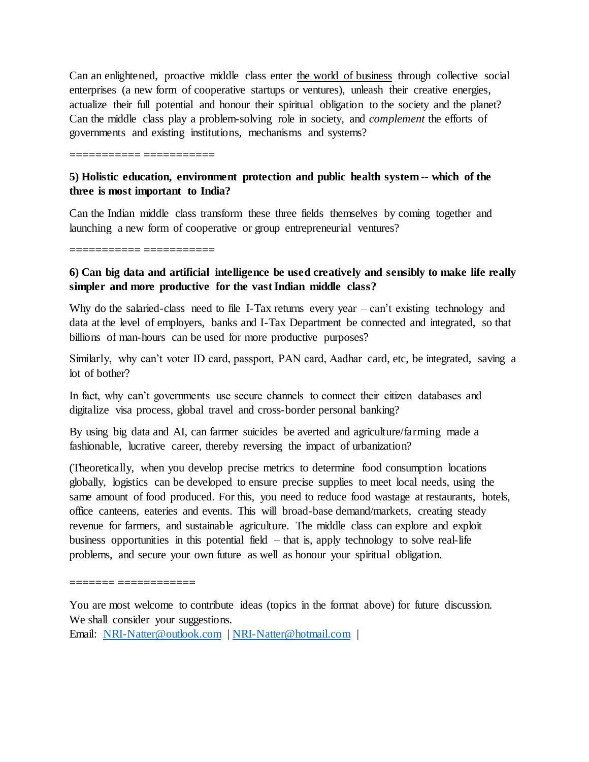Can an enlightened, proactive middle class enter the world of business through collective social enterprises (a new form of cooperative startups or ventures), unleash their creative energies, actualize their full potential and honour their spiritual obligation to the society and the planet? Can the middle class play a problem-solving role in society, and *complement* the efforts of governments and existing institutions, mechanisms and systems?

=========== ===========

**5) Holistic education, environment protection and public health system -- which of the three is most important to India?**

Can the Indian middle class transform these three fields themselves by coming together and launching a new form of cooperative or group entrepreneurial ventures?

=========== ===========

**6) Can big data and artificial intelligence be used creatively and sensibly to make life really simpler and more productive for the vast Indian middle class?**

Why do the salaried-class need to file I-Tax returns every year – can't existing technology and data at the level of employers, banks and I-Tax Department be connected and integrated, so that billions of man-hours can be used for more productive purposes?

Similarly, why can't voter ID card, passport, PAN card, Aadhar card, etc, be integrated, saving a lot of bother?

In fact, why can't governments use secure channels to connect their citizen databases and digitalize visa process, global travel and cross-border personal banking?

By using big data and AI, can farmer suicides be averted and agriculture/farming made a fashionable, lucrative career, thereby reversing the impact of urbanization?

(Theoretically, when you develop precise metrics to determine food consumption locations globally, logistics can be developed to ensure precise supplies to meet local needs, using the same amount of food produced. For this, you need to reduce food wastage at restaurants, hotels, office canteens, eateries and events. This will broad-base demand/markets, creating steady revenue for farmers, and sustainable agriculture. The middle class can explore and exploit business opportunities in this potential field – that is, apply technology to solve real-life problems, and secure your own future as well as honour your spiritual obligation.

======= ============

You are most welcome to contribute ideas (topics in the format above) for future discussion. We shall consider your suggestions.
Email: NRI-Natter@outlook.com | NRI-Natter@hotmail.com |